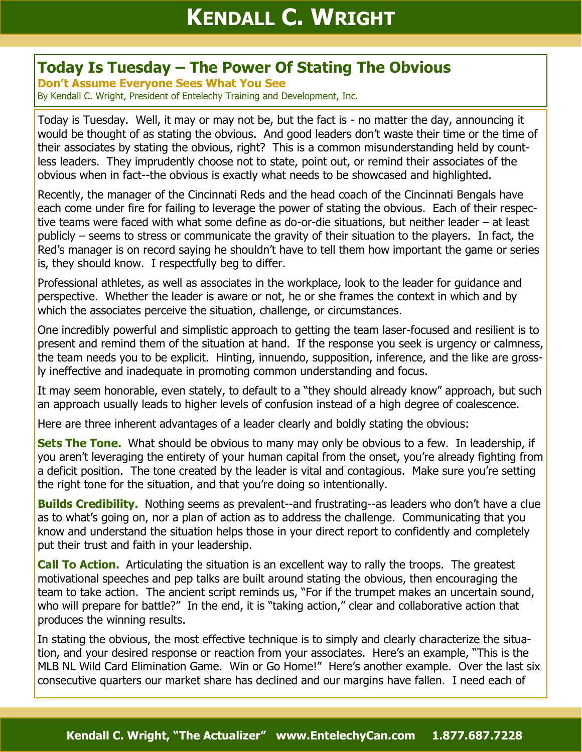# Today Is Tuesday – The Power Of Stating The Obvious

**Don't Assume Everyone Sees What You See**

By Kendall C. Wright, President of Entelechy Training and Development, Inc.

Today is Tuesday. Well, it may or may not be, but the fact is - no matter the day, announcing it would be thought of as stating the obvious. And good leaders don't waste their time or the time of their associates by stating the obvious, right? This is a common misunderstanding held by countless leaders. They imprudently choose not to state, point out, or remind their associates of the obvious when in fact--the obvious is exactly what needs to be showcased and highlighted.

Recently, the manager of the Cincinnati Reds and the head coach of the Cincinnati Bengals have each come under fire for failing to leverage the power of stating the obvious. Each of their respective teams were faced with what some define as do-or-die situations, but neither leader – at least publicly – seems to stress or communicate the gravity of their situation to the players. In fact, the Red's manager is on record saying he shouldn't have to tell them how important the game or series is, they should know. I respectfully beg to differ.

Professional athletes, as well as associates in the workplace, look to the leader for guidance and perspective. Whether the leader is aware or not, he or she frames the context in which and by which the associates perceive the situation, challenge, or circumstances.

One incredibly powerful and simplistic approach to getting the team laser-focused and resilient is to present and remind them of the situation at hand. If the response you seek is urgency or calmness, the team needs you to be explicit. Hinting, innuendo, supposition, inference, and the like are grossly ineffective and inadequate in promoting common understanding and focus.

It may seem honorable, even stately, to default to a "they should already know" approach, but such an approach usually leads to higher levels of confusion instead of a high degree of coalescence.

Here are three inherent advantages of a leader clearly and boldly stating the obvious:

**Sets The Tone.** What should be obvious to many may only be obvious to a few. In leadership, if you aren't leveraging the entirety of your human capital from the onset, you're already fighting from a deficit position. The tone created by the leader is vital and contagious. Make sure you're setting the right tone for the situation, and that you're doing so intentionally.

**Builds Credibility.** Nothing seems as prevalent--and frustrating--as leaders who don't have a clue as to what's going on, nor a plan of action as to address the challenge. Communicating that you know and understand the situation helps those in your direct report to confidently and completely put their trust and faith in your leadership.

**Call To Action.** Articulating the situation is an excellent way to rally the troops. The greatest motivational speeches and pep talks are built around stating the obvious, then encouraging the team to take action. The ancient script reminds us, "For if the trumpet makes an uncertain sound, who will prepare for battle?" In the end, it is "taking action," clear and collaborative action that produces the winning results.

In stating the obvious, the most effective technique is to simply and clearly characterize the situation, and your desired response or reaction from your associates. Here's an example, "This is the MLB NL Wild Card Elimination Game. Win or Go Home!" Here's another example. Over the last six consecutive quarters our market share has declined and our margins have fallen. I need each of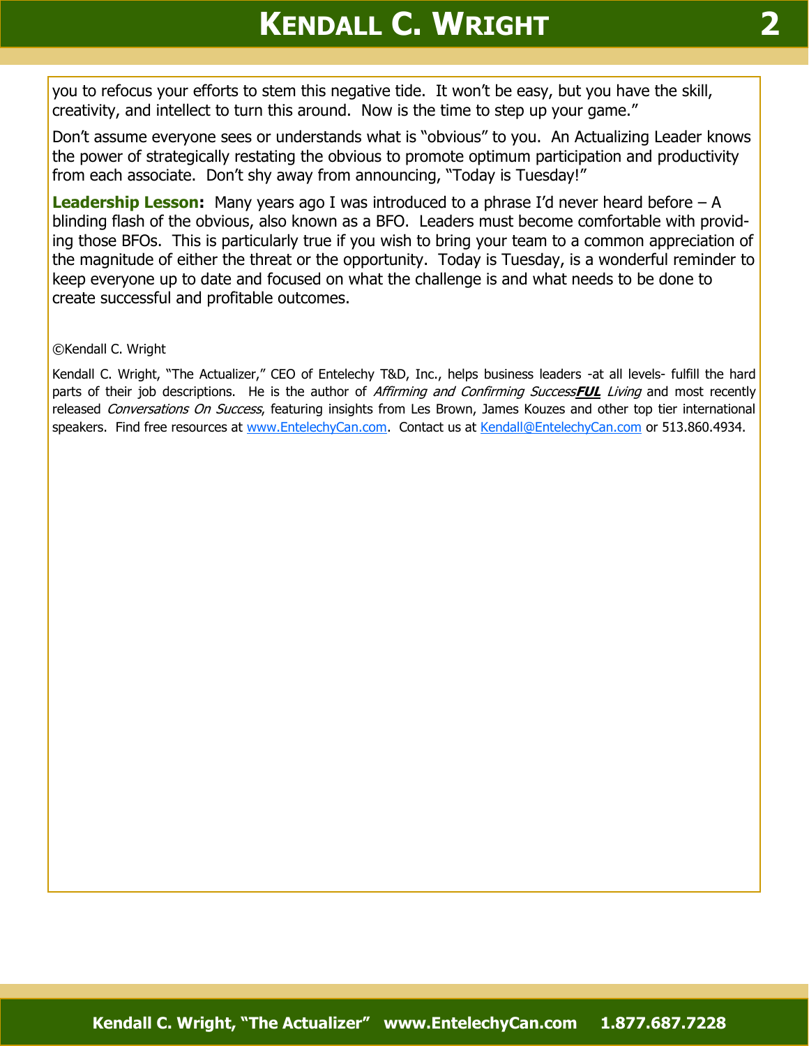you to refocus your efforts to stem this negative tide.  It won't be easy, but you have the skill, creativity, and intellect to turn this around.  Now is the time to step up your game."

Don't assume everyone sees or understands what is "obvious" to you.  An Actualizing Leader knows the power of strategically restating the obvious to promote optimum participation and productivity from each associate.  Don't shy away from announcing, "Today is Tuesday!"

**Leadership Lesson:**  Many years ago I was introduced to a phrase I'd never heard before – A blinding flash of the obvious, also known as a BFO.  Leaders must become comfortable with providing those BFOs.  This is particularly true if you wish to bring your team to a common appreciation of the magnitude of either the threat or the opportunity.  Today is Tuesday, is a wonderful reminder to keep everyone up to date and focused on what the challenge is and what needs to be done to create successful and profitable outcomes.

©Kendall C. Wright

Kendall C. Wright, "The Actualizer," CEO of Entelechy T&D, Inc., helps business leaders -at all levels- fulfill the hard parts of their job descriptions.  He is the author of *Affirming and Confirming Success**FUL** Living* and most recently released *Conversations On Success*, featuring insights from Les Brown, James Kouzes and other top tier international speakers.  Find free resources at www.EntelechyCan.com.  Contact us at Kendall@EntelechyCan.com or 513.860.4934.